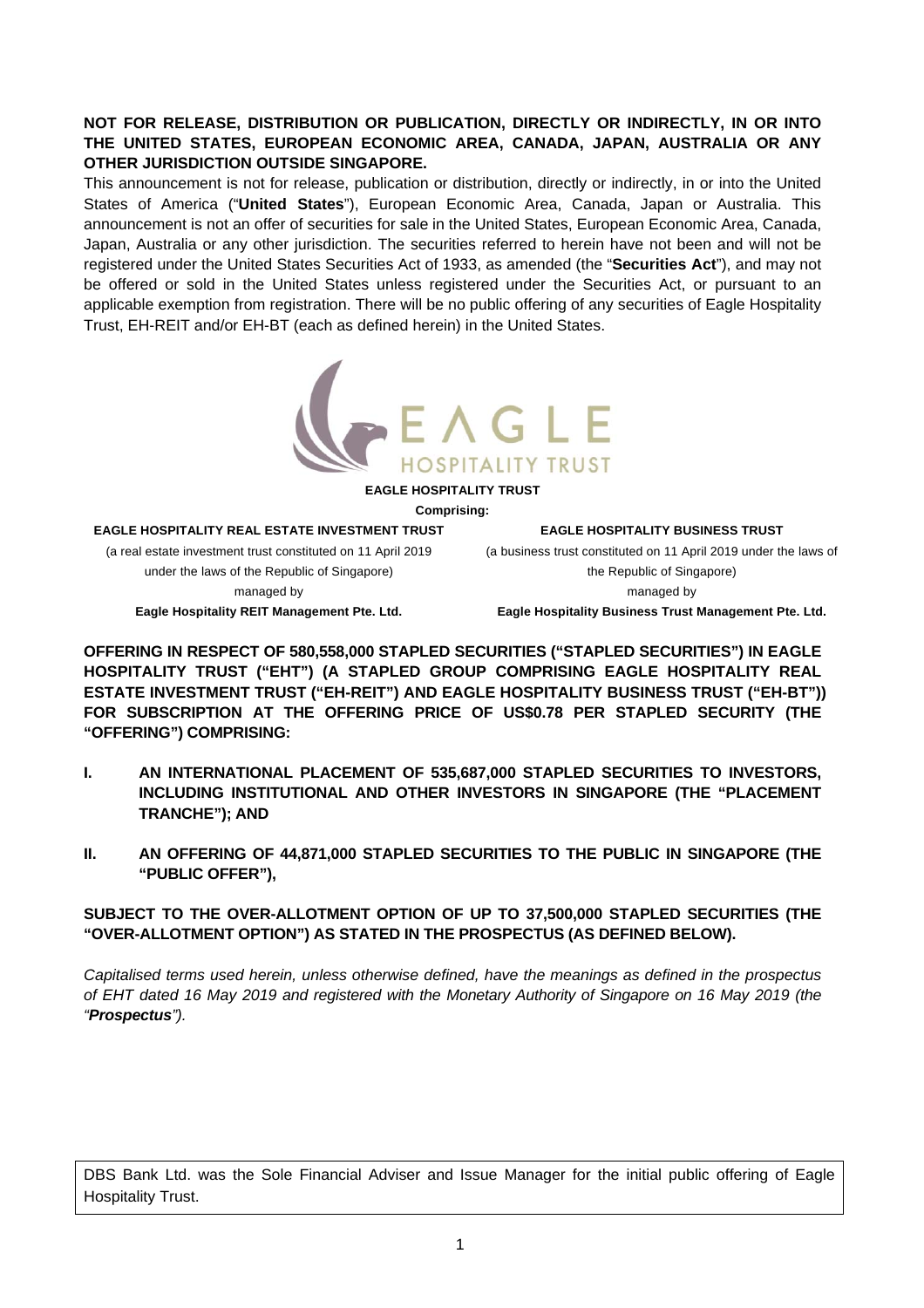**NOT FOR RELEASE, DISTRIBUTION OR PUBLICATION, DIRECTLY OR INDIRECTLY, IN OR INTO THE UNITED STATES, EUROPEAN ECONOMIC AREA, CANADA, JAPAN, AUSTRALIA OR ANY OTHER JURISDICTION OUTSIDE SINGAPORE.**

This announcement is not for release, publication or distribution, directly or indirectly, in or into the United States of America ("**United States**"), European Economic Area, Canada, Japan or Australia. This announcement is not an offer of securities for sale in the United States, European Economic Area, Canada, Japan, Australia or any other jurisdiction. The securities referred to herein have not been and will not be registered under the United States Securities Act of 1933, as amended (the "**Securities Act**"), and may not be offered or sold in the United States unless registered under the Securities Act, or pursuant to an applicable exemption from registration. There will be no public offering of any securities of Eagle Hospitality Trust, EH-REIT and/or EH-BT (each as defined herein) in the United States.

EAGLE HOSPITALITY TRUST

**EAGLE HOSPITALITY TRUST**

**Comprising:**

**EAGLE HOSPITALITY REAL ESTATE INVESTMENT TRUST**
(a real estate investment trust constituted on 11 April 2019 under the laws of the Republic of Singapore)
managed by
**Eagle Hospitality REIT Management Pte. Ltd.**

**EAGLE HOSPITALITY BUSINESS TRUST**
(a business trust constituted on 11 April 2019 under the laws of the Republic of Singapore)
managed by
**Eagle Hospitality Business Trust Management Pte. Ltd.**

**OFFERING IN RESPECT OF 580,558,000 STAPLED SECURITIES ("STAPLED SECURITIES") IN EAGLE HOSPITALITY TRUST ("EHT") (A STAPLED GROUP COMPRISING EAGLE HOSPITALITY REAL ESTATE INVESTMENT TRUST ("EH-REIT") AND EAGLE HOSPITALITY BUSINESS TRUST ("EH-BT")) FOR SUBSCRIPTION AT THE OFFERING PRICE OF US$0.78 PER STAPLED SECURITY (THE "OFFERING") COMPRISING:**

**I. AN INTERNATIONAL PLACEMENT OF 535,687,000 STAPLED SECURITIES TO INVESTORS, INCLUDING INSTITUTIONAL AND OTHER INVESTORS IN SINGAPORE (THE "PLACEMENT TRANCHE"); AND**

**II. AN OFFERING OF 44,871,000 STAPLED SECURITIES TO THE PUBLIC IN SINGAPORE (THE "PUBLIC OFFER"),**

**SUBJECT TO THE OVER-ALLOTMENT OPTION OF UP TO 37,500,000 STAPLED SECURITIES (THE "OVER-ALLOTMENT OPTION") AS STATED IN THE PROSPECTUS (AS DEFINED BELOW).**

*Capitalised terms used herein, unless otherwise defined, have the meanings as defined in the prospectus of EHT dated 16 May 2019 and registered with the Monetary Authority of Singapore on 16 May 2019 (the "**Prospectus**").*

DBS Bank Ltd. was the Sole Financial Adviser and Issue Manager for the initial public offering of Eagle Hospitality Trust.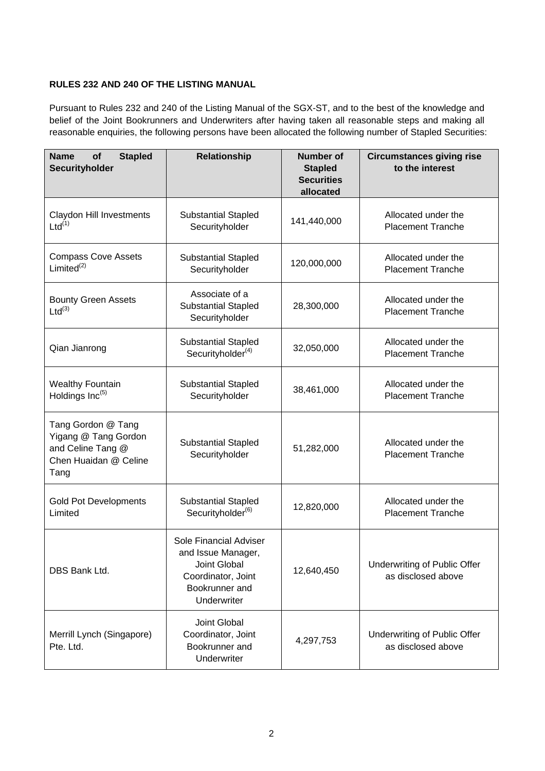**RULES 232 AND 240 OF THE LISTING MANUAL**

Pursuant to Rules 232 and 240 of the Listing Manual of the SGX-ST, and to the best of the knowledge and belief of the Joint Bookrunners and Underwriters after having taken all reasonable steps and making all reasonable enquiries, the following persons have been allocated the following number of Stapled Securities:

| Name of Stapled Securityholder | Relationship | Number of Stapled Securities allocated | Circumstances giving rise to the interest |
|---|---|---|---|
| Claydon Hill Investments Ltd[(1)] | Substantial Stapled Securityholder | 141,440,000 | Allocated under the Placement Tranche |
| Compass Cove Assets Limited[(2)] | Substantial Stapled Securityholder | 120,000,000 | Allocated under the Placement Tranche |
| Bounty Green Assets Ltd[(3)] | Associate of a Substantial Stapled Securityholder | 28,300,000 | Allocated under the Placement Tranche |
| Qian Jianrong | Substantial Stapled Securityholder[(4)] | 32,050,000 | Allocated under the Placement Tranche |
| Wealthy Fountain Holdings Inc[(5)] | Substantial Stapled Securityholder | 38,461,000 | Allocated under the Placement Tranche |
| Tang Gordon @ Tang Yigang @ Tang Gordon and Celine Tang @ Chen Huaidan @ Celine Tang | Substantial Stapled Securityholder | 51,282,000 | Allocated under the Placement Tranche |
| Gold Pot Developments Limited | Substantial Stapled Securityholder[(6)] | 12,820,000 | Allocated under the Placement Tranche |
| DBS Bank Ltd. | Sole Financial Adviser and Issue Manager, Joint Global Coordinator, Joint Bookrunner and Underwriter | 12,640,450 | Underwriting of Public Offer as disclosed above |
| Merrill Lynch (Singapore) Pte. Ltd. | Joint Global Coordinator, Joint Bookrunner and Underwriter | 4,297,753 | Underwriting of Public Offer as disclosed above |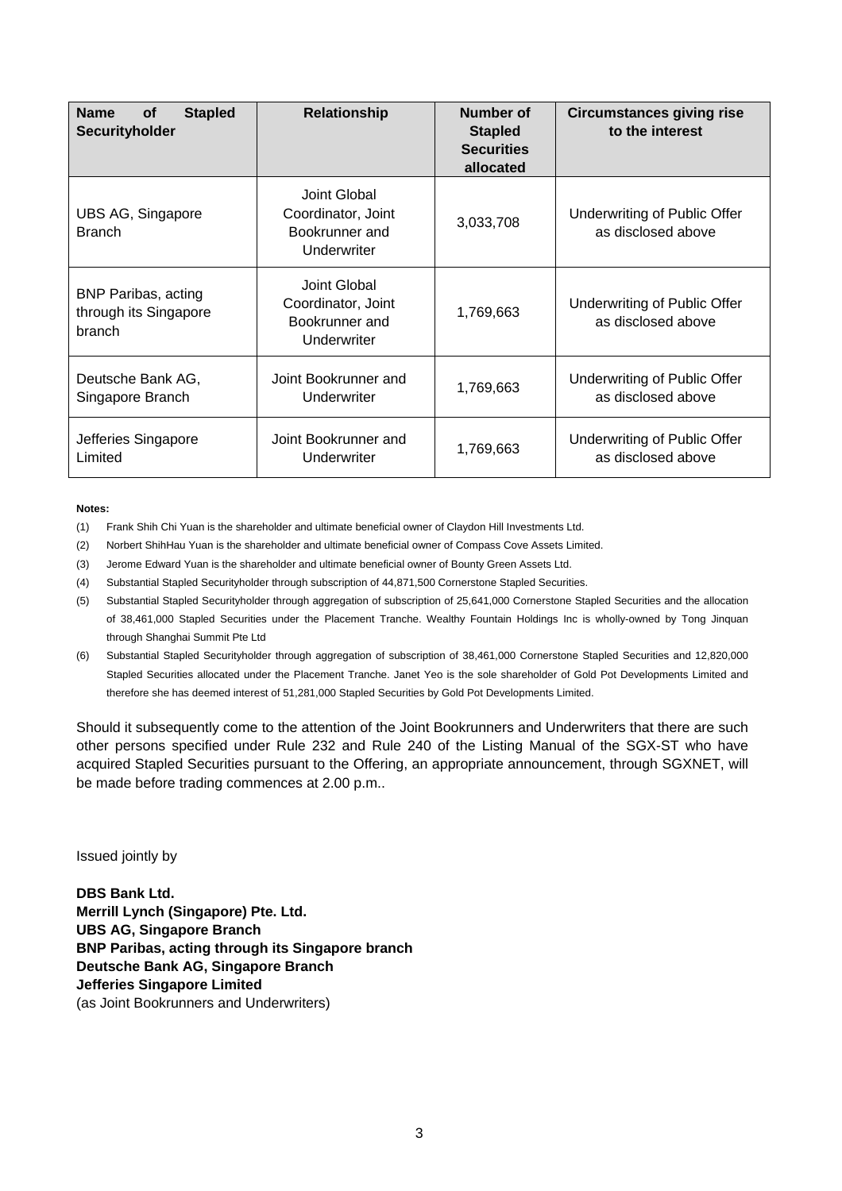| Name of Stapled Securityholder | Relationship | Number of Stapled Securities allocated | Circumstances giving rise to the interest |
|---|---|---|---|
| UBS AG, Singapore Branch | Joint Global Coordinator, Joint Bookrunner and Underwriter | 3,033,708 | Underwriting of Public Offer as disclosed above |
| BNP Paribas, acting through its Singapore branch | Joint Global Coordinator, Joint Bookrunner and Underwriter | 1,769,663 | Underwriting of Public Offer as disclosed above |
| Deutsche Bank AG, Singapore Branch | Joint Bookrunner and Underwriter | 1,769,663 | Underwriting of Public Offer as disclosed above |
| Jefferies Singapore Limited | Joint Bookrunner and Underwriter | 1,769,663 | Underwriting of Public Offer as disclosed above |

**Notes:**

(1) Frank Shih Chi Yuan is the shareholder and ultimate beneficial owner of Claydon Hill Investments Ltd.

(2) Norbert ShihHau Yuan is the shareholder and ultimate beneficial owner of Compass Cove Assets Limited.

(3) Jerome Edward Yuan is the shareholder and ultimate beneficial owner of Bounty Green Assets Ltd.

(4) Substantial Stapled Securityholder through subscription of 44,871,500 Cornerstone Stapled Securities.

(5) Substantial Stapled Securityholder through aggregation of subscription of 25,641,000 Cornerstone Stapled Securities and the allocation of 38,461,000 Stapled Securities under the Placement Tranche. Wealthy Fountain Holdings Inc is wholly-owned by Tong Jinquan through Shanghai Summit Pte Ltd

(6) Substantial Stapled Securityholder through aggregation of subscription of 38,461,000 Cornerstone Stapled Securities and 12,820,000 Stapled Securities allocated under the Placement Tranche. Janet Yeo is the sole shareholder of Gold Pot Developments Limited and therefore she has deemed interest of 51,281,000 Stapled Securities by Gold Pot Developments Limited.

Should it subsequently come to the attention of the Joint Bookrunners and Underwriters that there are such other persons specified under Rule 232 and Rule 240 of the Listing Manual of the SGX-ST who have acquired Stapled Securities pursuant to the Offering, an appropriate announcement, through SGXNET, will be made before trading commences at 2.00 p.m..

Issued jointly by

**DBS Bank Ltd.**
**Merrill Lynch (Singapore) Pte. Ltd.**
**UBS AG, Singapore Branch**
**BNP Paribas, acting through its Singapore branch**
**Deutsche Bank AG, Singapore Branch**
**Jefferies Singapore Limited**
(as Joint Bookrunners and Underwriters)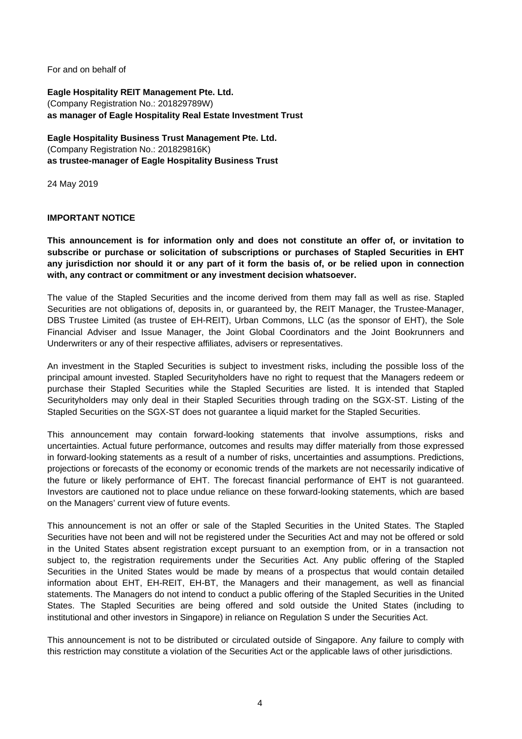For and on behalf of

**Eagle Hospitality REIT Management Pte. Ltd.**
(Company Registration No.: 201829789W)
**as manager of Eagle Hospitality Real Estate Investment Trust**

**Eagle Hospitality Business Trust Management Pte. Ltd.**
(Company Registration No.: 201829816K)
**as trustee-manager of Eagle Hospitality Business Trust**

24 May 2019

**IMPORTANT NOTICE**

**This announcement is for information only and does not constitute an offer of, or invitation to subscribe or purchase or solicitation of subscriptions or purchases of Stapled Securities in EHT any jurisdiction nor should it or any part of it form the basis of, or be relied upon in connection with, any contract or commitment or any investment decision whatsoever.**

The value of the Stapled Securities and the income derived from them may fall as well as rise. Stapled Securities are not obligations of, deposits in, or guaranteed by, the REIT Manager, the Trustee-Manager, DBS Trustee Limited (as trustee of EH-REIT), Urban Commons, LLC (as the sponsor of EHT), the Sole Financial Adviser and Issue Manager, the Joint Global Coordinators and the Joint Bookrunners and Underwriters or any of their respective affiliates, advisers or representatives.

An investment in the Stapled Securities is subject to investment risks, including the possible loss of the principal amount invested. Stapled Securityholders have no right to request that the Managers redeem or purchase their Stapled Securities while the Stapled Securities are listed. It is intended that Stapled Securityholders may only deal in their Stapled Securities through trading on the SGX-ST. Listing of the Stapled Securities on the SGX-ST does not guarantee a liquid market for the Stapled Securities.

This announcement may contain forward-looking statements that involve assumptions, risks and uncertainties. Actual future performance, outcomes and results may differ materially from those expressed in forward-looking statements as a result of a number of risks, uncertainties and assumptions. Predictions, projections or forecasts of the economy or economic trends of the markets are not necessarily indicative of the future or likely performance of EHT. The forecast financial performance of EHT is not guaranteed. Investors are cautioned not to place undue reliance on these forward-looking statements, which are based on the Managers' current view of future events.

This announcement is not an offer or sale of the Stapled Securities in the United States. The Stapled Securities have not been and will not be registered under the Securities Act and may not be offered or sold in the United States absent registration except pursuant to an exemption from, or in a transaction not subject to, the registration requirements under the Securities Act. Any public offering of the Stapled Securities in the United States would be made by means of a prospectus that would contain detailed information about EHT, EH-REIT, EH-BT, the Managers and their management, as well as financial statements. The Managers do not intend to conduct a public offering of the Stapled Securities in the United States. The Stapled Securities are being offered and sold outside the United States (including to institutional and other investors in Singapore) in reliance on Regulation S under the Securities Act.

This announcement is not to be distributed or circulated outside of Singapore. Any failure to comply with this restriction may constitute a violation of the Securities Act or the applicable laws of other jurisdictions.